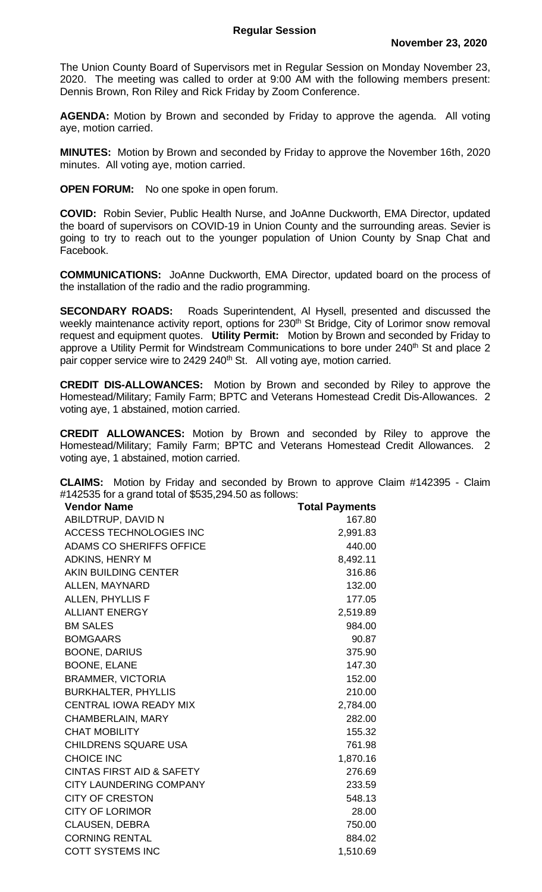## Regular Session

**November 23, 2020**

The Union County Board of Supervisors met in Regular Session on Monday November 23, 2020. The meeting was called to order at 9:00 AM with the following members present: Dennis Brown, Ron Riley and Rick Friday by Zoom Conference.

**AGENDA:** Motion by Brown and seconded by Friday to approve the agenda. All voting aye, motion carried.

**MINUTES:** Motion by Brown and seconded by Friday to approve the November 16th, 2020 minutes. All voting aye, motion carried.

**OPEN FORUM:** No one spoke in open forum.

**COVID:** Robin Sevier, Public Health Nurse, and JoAnne Duckworth, EMA Director, updated the board of supervisors on COVID-19 in Union County and the surrounding areas. Sevier is going to try to reach out to the younger population of Union County by Snap Chat and Facebook.

**COMMUNICATIONS:** JoAnne Duckworth, EMA Director, updated board on the process of the installation of the radio and the radio programming.

**SECONDARY ROADS:** Roads Superintendent, Al Hysell, presented and discussed the weekly maintenance activity report, options for 230th St Bridge, City of Lorimor snow removal request and equipment quotes. **Utility Permit:** Motion by Brown and seconded by Friday to approve a Utility Permit for Windstream Communications to bore under 240th St and place 2 pair copper service wire to 2429 240th St. All voting aye, motion carried.

**CREDIT DIS-ALLOWANCES:** Motion by Brown and seconded by Riley to approve the Homestead/Military; Family Farm; BPTC and Veterans Homestead Credit Dis-Allowances. 2 voting aye, 1 abstained, motion carried.

**CREDIT ALLOWANCES:** Motion by Brown and seconded by Riley to approve the Homestead/Military; Family Farm; BPTC and Veterans Homestead Credit Allowances. 2 voting aye, 1 abstained, motion carried.

**CLAIMS:** Motion by Friday and seconded by Brown to approve Claim #142395 - Claim #142535 for a grand total of $535,294.50 as follows:

| Vendor Name | Total Payments |
|---|---:|
| ABILDTRUP, DAVID N | 167.80 |
| ACCESS TECHNOLOGIES INC | 2,991.83 |
| ADAMS CO SHERIFFS OFFICE | 440.00 |
| ADKINS, HENRY M | 8,492.11 |
| AKIN BUILDING CENTER | 316.86 |
| ALLEN, MAYNARD | 132.00 |
| ALLEN, PHYLLIS F | 177.05 |
| ALLIANT ENERGY | 2,519.89 |
| BM SALES | 984.00 |
| BOMGAARS | 90.87 |
| BOONE, DARIUS | 375.90 |
| BOONE, ELANE | 147.30 |
| BRAMMER, VICTORIA | 152.00 |
| BURKHALTER, PHYLLIS | 210.00 |
| CENTRAL IOWA READY MIX | 2,784.00 |
| CHAMBERLAIN, MARY | 282.00 |
| CHAT MOBILITY | 155.32 |
| CHILDRENS SQUARE USA | 761.98 |
| CHOICE INC | 1,870.16 |
| CINTAS FIRST AID & SAFETY | 276.69 |
| CITY LAUNDERING COMPANY | 233.59 |
| CITY OF CRESTON | 548.13 |
| CITY OF LORIMOR | 28.00 |
| CLAUSEN, DEBRA | 750.00 |
| CORNING RENTAL | 884.02 |
| COTT SYSTEMS INC | 1,510.69 |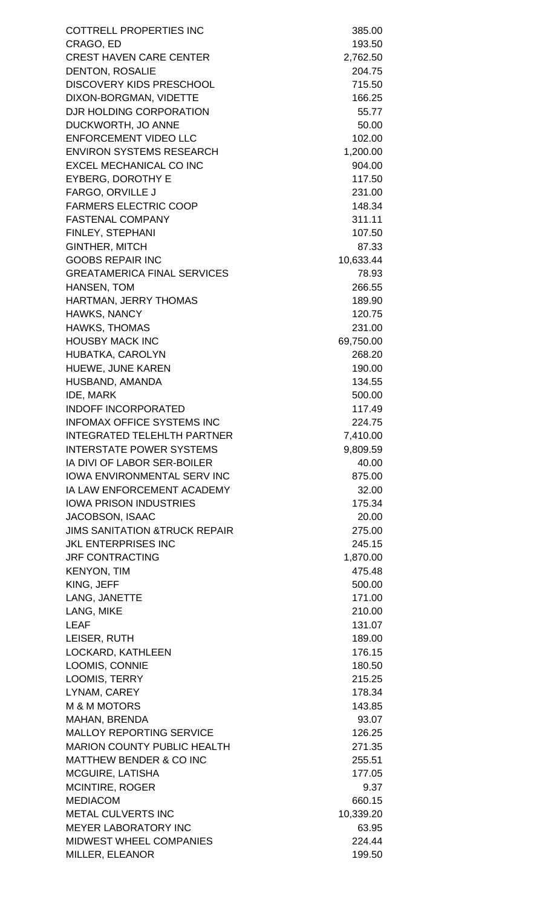| | |
|---|---:|
| COTTRELL PROPERTIES INC | 385.00 |
| CRAGO, ED | 193.50 |
| CREST HAVEN CARE CENTER | 2,762.50 |
| DENTON, ROSALIE | 204.75 |
| DISCOVERY KIDS PRESCHOOL | 715.50 |
| DIXON-BORGMAN, VIDETTE | 166.25 |
| DJR HOLDING CORPORATION | 55.77 |
| DUCKWORTH, JO ANNE | 50.00 |
| ENFORCEMENT VIDEO LLC | 102.00 |
| ENVIRON SYSTEMS RESEARCH | 1,200.00 |
| EXCEL MECHANICAL CO INC | 904.00 |
| EYBERG, DOROTHY E | 117.50 |
| FARGO, ORVILLE J | 231.00 |
| FARMERS ELECTRIC COOP | 148.34 |
| FASTENAL COMPANY | 311.11 |
| FINLEY, STEPHANI | 107.50 |
| GINTHER, MITCH | 87.33 |
| GOOBS REPAIR INC | 10,633.44 |
| GREATAMERICA FINAL SERVICES | 78.93 |
| HANSEN, TOM | 266.55 |
| HARTMAN, JERRY THOMAS | 189.90 |
| HAWKS, NANCY | 120.75 |
| HAWKS, THOMAS | 231.00 |
| HOUSBY MACK INC | 69,750.00 |
| HUBATKA, CAROLYN | 268.20 |
| HUEWE, JUNE KAREN | 190.00 |
| HUSBAND, AMANDA | 134.55 |
| IDE, MARK | 500.00 |
| INDOFF INCORPORATED | 117.49 |
| INFOMAX OFFICE SYSTEMS INC | 224.75 |
| INTEGRATED TELEHLTH PARTNER | 7,410.00 |
| INTERSTATE POWER SYSTEMS | 9,809.59 |
| IA DIVI OF LABOR SER-BOILER | 40.00 |
| IOWA ENVIRONMENTAL SERV INC | 875.00 |
| IA LAW ENFORCEMENT ACADEMY | 32.00 |
| IOWA PRISON INDUSTRIES | 175.34 |
| JACOBSON, ISAAC | 20.00 |
| JIMS SANITATION &TRUCK REPAIR | 275.00 |
| JKL ENTERPRISES INC | 245.15 |
| JRF CONTRACTING | 1,870.00 |
| KENYON, TIM | 475.48 |
| KING, JEFF | 500.00 |
| LANG, JANETTE | 171.00 |
| LANG, MIKE | 210.00 |
| LEAF | 131.07 |
| LEISER, RUTH | 189.00 |
| LOCKARD, KATHLEEN | 176.15 |
| LOOMIS, CONNIE | 180.50 |
| LOOMIS, TERRY | 215.25 |
| LYNAM, CAREY | 178.34 |
| M & M MOTORS | 143.85 |
| MAHAN, BRENDA | 93.07 |
| MALLOY REPORTING SERVICE | 126.25 |
| MARION COUNTY PUBLIC HEALTH | 271.35 |
| MATTHEW BENDER & CO INC | 255.51 |
| MCGUIRE, LATISHA | 177.05 |
| MCINTIRE, ROGER | 9.37 |
| MEDIACOM | 660.15 |
| METAL CULVERTS INC | 10,339.20 |
| MEYER LABORATORY INC | 63.95 |
| MIDWEST WHEEL COMPANIES | 224.44 |
| MILLER, ELEANOR | 199.50 |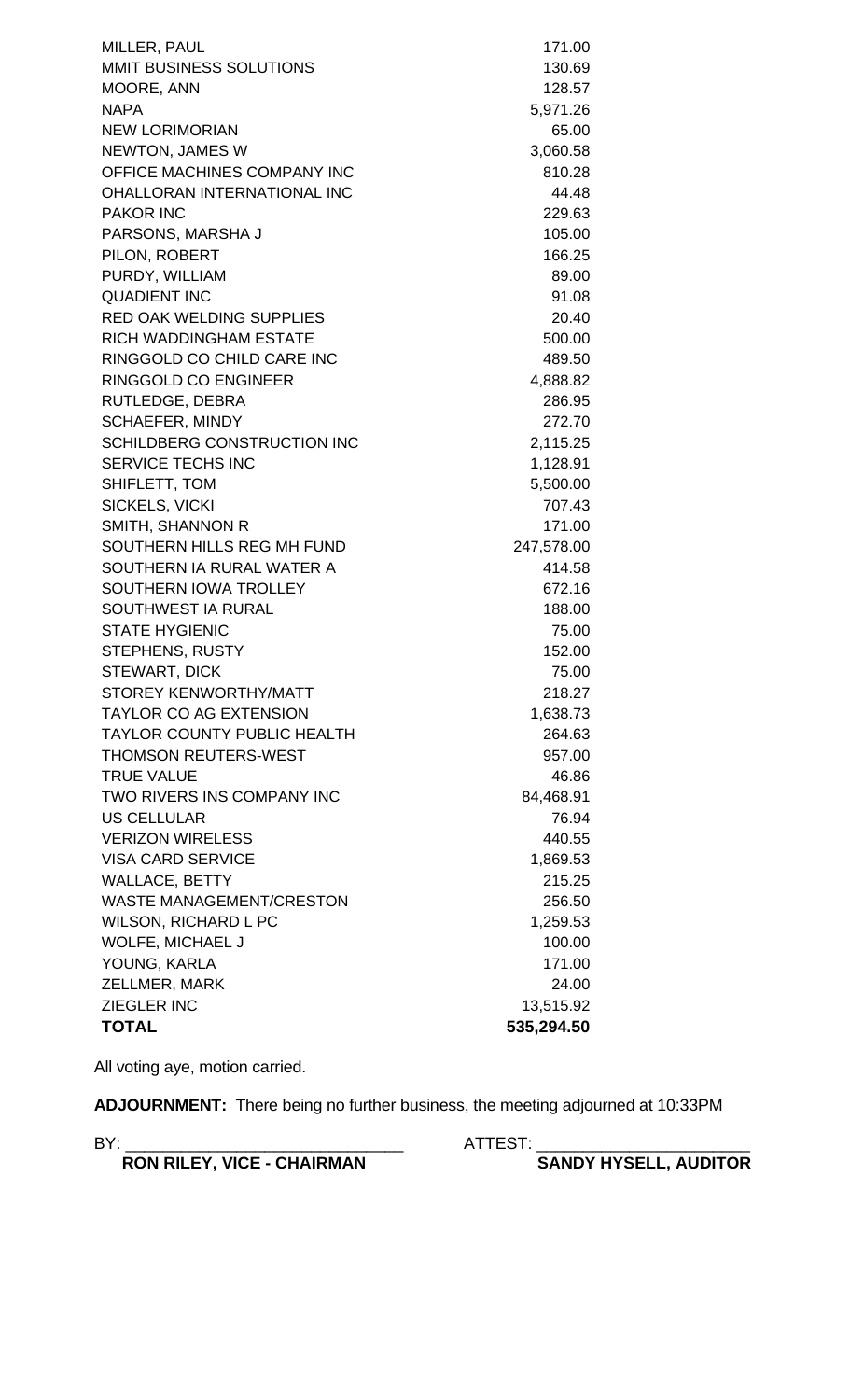| | |
|---|---|
| MILLER, PAUL | 171.00 |
| MMIT BUSINESS SOLUTIONS | 130.69 |
| MOORE, ANN | 128.57 |
| NAPA | 5,971.26 |
| NEW LORIMORIAN | 65.00 |
| NEWTON, JAMES W | 3,060.58 |
| OFFICE MACHINES COMPANY INC | 810.28 |
| OHALLORAN INTERNATIONAL INC | 44.48 |
| PAKOR INC | 229.63 |
| PARSONS, MARSHA J | 105.00 |
| PILON, ROBERT | 166.25 |
| PURDY, WILLIAM | 89.00 |
| QUADIENT INC | 91.08 |
| RED OAK WELDING SUPPLIES | 20.40 |
| RICH WADDINGHAM ESTATE | 500.00 |
| RINGGOLD CO CHILD CARE INC | 489.50 |
| RINGGOLD CO ENGINEER | 4,888.82 |
| RUTLEDGE, DEBRA | 286.95 |
| SCHAEFER, MINDY | 272.70 |
| SCHILDBERG CONSTRUCTION INC | 2,115.25 |
| SERVICE TECHS INC | 1,128.91 |
| SHIFLETT, TOM | 5,500.00 |
| SICKELS, VICKI | 707.43 |
| SMITH, SHANNON R | 171.00 |
| SOUTHERN HILLS REG MH FUND | 247,578.00 |
| SOUTHERN IA RURAL WATER A | 414.58 |
| SOUTHERN IOWA TROLLEY | 672.16 |
| SOUTHWEST IA RURAL | 188.00 |
| STATE HYGIENIC | 75.00 |
| STEPHENS, RUSTY | 152.00 |
| STEWART, DICK | 75.00 |
| STOREY KENWORTHY/MATT | 218.27 |
| TAYLOR CO AG EXTENSION | 1,638.73 |
| TAYLOR COUNTY PUBLIC HEALTH | 264.63 |
| THOMSON REUTERS-WEST | 957.00 |
| TRUE VALUE | 46.86 |
| TWO RIVERS INS COMPANY INC | 84,468.91 |
| US CELLULAR | 76.94 |
| VERIZON WIRELESS | 440.55 |
| VISA CARD SERVICE | 1,869.53 |
| WALLACE, BETTY | 215.25 |
| WASTE MANAGEMENT/CRESTON | 256.50 |
| WILSON, RICHARD L PC | 1,259.53 |
| WOLFE, MICHAEL J | 100.00 |
| YOUNG, KARLA | 171.00 |
| ZELLMER, MARK | 24.00 |
| ZIEGLER INC | 13,515.92 |
| **TOTAL** | **535,294.50** |

All voting aye, motion carried.

**ADJOURNMENT:** There being no further business, the meeting adjourned at 10:33PM

BY: ______________________________ ATTEST: ______________________

**RON RILEY, VICE - CHAIRMAN** **SANDY HYSELL, AUDITOR**